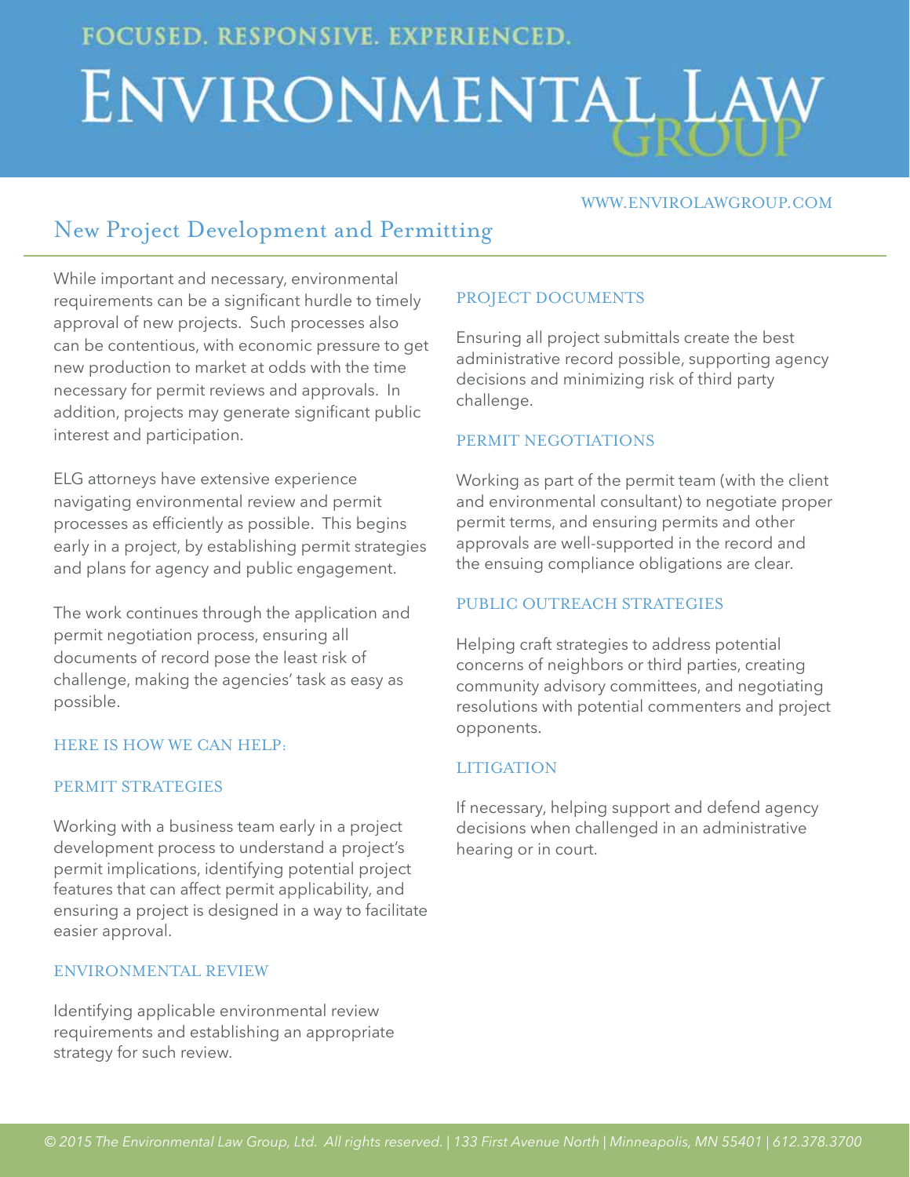FOCUSED. RESPONSIVE. EXPERIENCED.

# ENVIRONMENTAL LAW GROUP

WWW.ENVIROLAWGROUP.COM

## New Project Development and Permitting

While important and necessary, environmental requirements can be a significant hurdle to timely approval of new projects. Such processes also can be contentious, with economic pressure to get new production to market at odds with the time necessary for permit reviews and approvals. In addition, projects may generate significant public interest and participation.

ELG attorneys have extensive experience navigating environmental review and permit processes as efficiently as possible. This begins early in a project, by establishing permit strategies and plans for agency and public engagement.

The work continues through the application and permit negotiation process, ensuring all documents of record pose the least risk of challenge, making the agencies' task as easy as possible.

### HERE IS HOW WE CAN HELP:

### PERMIT STRATEGIES

Working with a business team early in a project development process to understand a project's permit implications, identifying potential project features that can affect permit applicability, and ensuring a project is designed in a way to facilitate easier approval.

### ENVIRONMENTAL REVIEW

Identifying applicable environmental review requirements and establishing an appropriate strategy for such review.

### PROJECT DOCUMENTS

Ensuring all project submittals create the best administrative record possible, supporting agency decisions and minimizing risk of third party challenge.

### PERMIT NEGOTIATIONS

Working as part of the permit team (with the client and environmental consultant) to negotiate proper permit terms, and ensuring permits and other approvals are well-supported in the record and the ensuing compliance obligations are clear.

### PUBLIC OUTREACH STRATEGIES

Helping craft strategies to address potential concerns of neighbors or third parties, creating community advisory committees, and negotiating resolutions with potential commenters and project opponents.

### LITIGATION

If necessary, helping support and defend agency decisions when challenged in an administrative hearing or in court.

*© 2015 The Environmental Law Group, Ltd. All rights reserved. | 133 First Avenue North | Minneapolis, MN 55401 | 612.378.3700*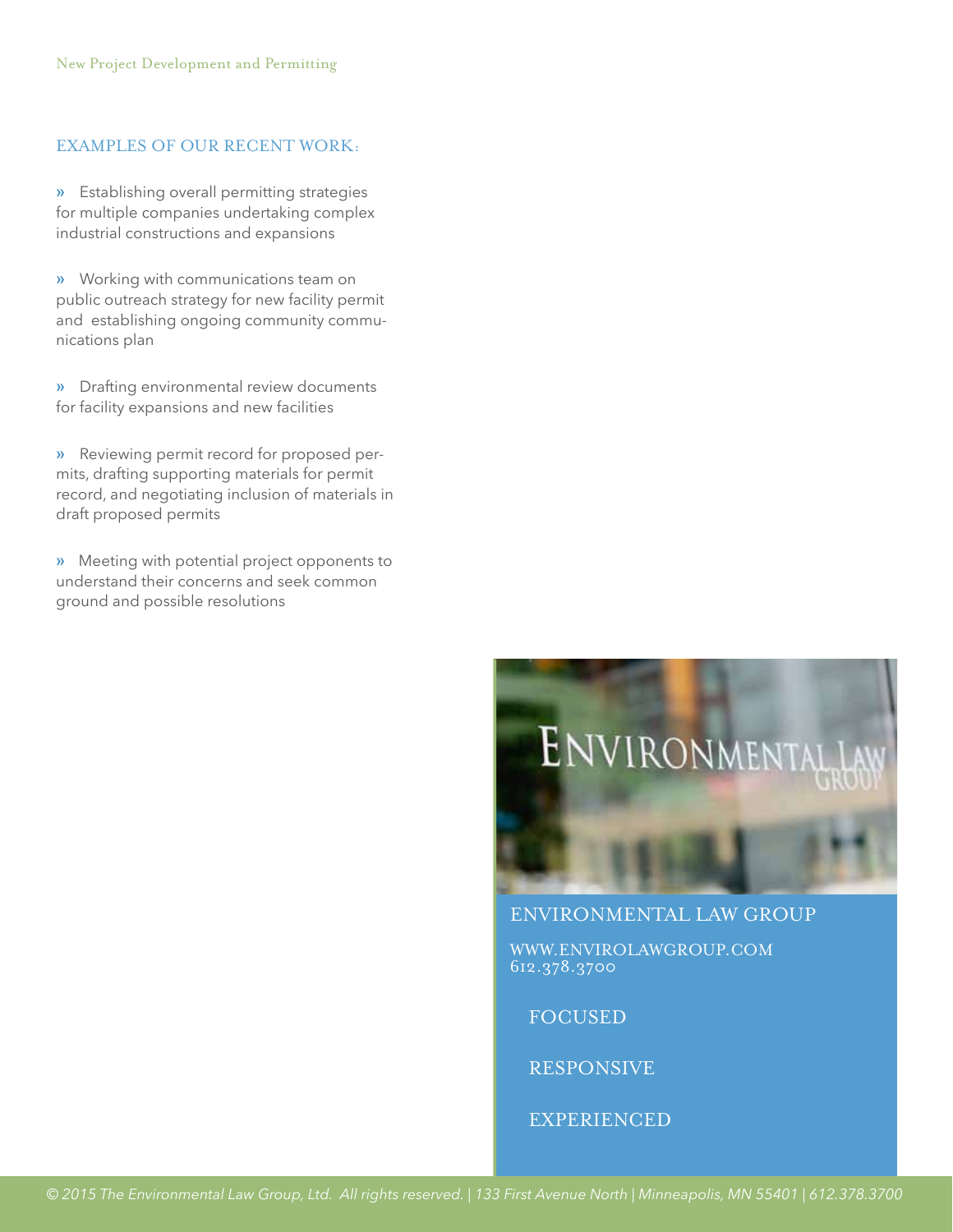## EXAMPLES OF OUR RECENT WORK:

- Establishing overall permitting strategies for multiple companies undertaking complex industrial constructions and expansions
- Working with communications team on public outreach strategy for new facility permit and establishing ongoing community communications plan
- Drafting environmental review documents for facility expansions and new facilities
- Reviewing permit record for proposed permits, drafting supporting materials for permit record, and negotiating inclusion of materials in draft proposed permits
- Meeting with potential project opponents to understand their concerns and seek common ground and possible resolutions

ENVIRONMENTAL LAW GROUP

WWW.ENVIROLAWGROUP.COM
612.378.3700

FOCUSED

RESPONSIVE

EXPERIENCED

*© 2015 The Environmental Law Group, Ltd. All rights reserved. | 133 First Avenue North | Minneapolis, MN 55401 | 612.378.3700*